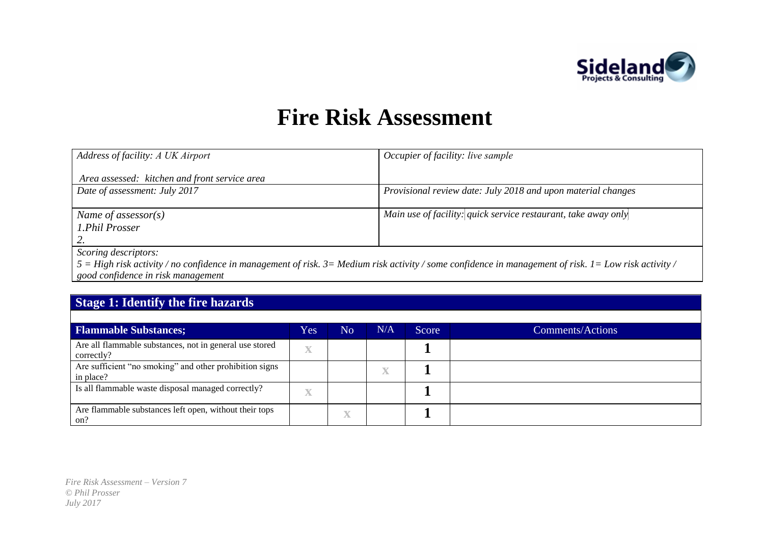# Fire Risk Assessment

| *Address of facility: A UK Airport*<br><br>*Area assessed: kitchen and front service area* | *Occupier of facility: live sample* |
|---|---|
| *Date of assessment: July 2017* | *Provisional review date: July 2018 and upon material changes* |
| *Name of assessor(s)*<br>*1.Phil Prosser*<br>*2.* | *Main use of facility: quick service restaurant, take away only* |
| *Scoring descriptors:*<br>*5 = High risk activity / no confidence in management of risk. 3= Medium risk activity / some confidence in management of risk. 1= Low risk activity / good confidence in risk management* | |

## Stage 1: Identify the fire hazards

| Flammable Substances; | Yes | No | N/A | Score | Comments/Actions |
|---|---|---|---|---|---|
| Are all flammable substances, not in general use stored correctly? | X | | | **1** | |
| Are sufficient "no smoking" and other prohibition signs in place? | | | X | **1** | |
| Is all flammable waste disposal managed correctly? | X | | | **1** | |
| Are flammable substances left open, without their tops on? | | X | | **1** | |

*Fire Risk Assessment – Version 7*
*© Phil Prosser*
*July 2017*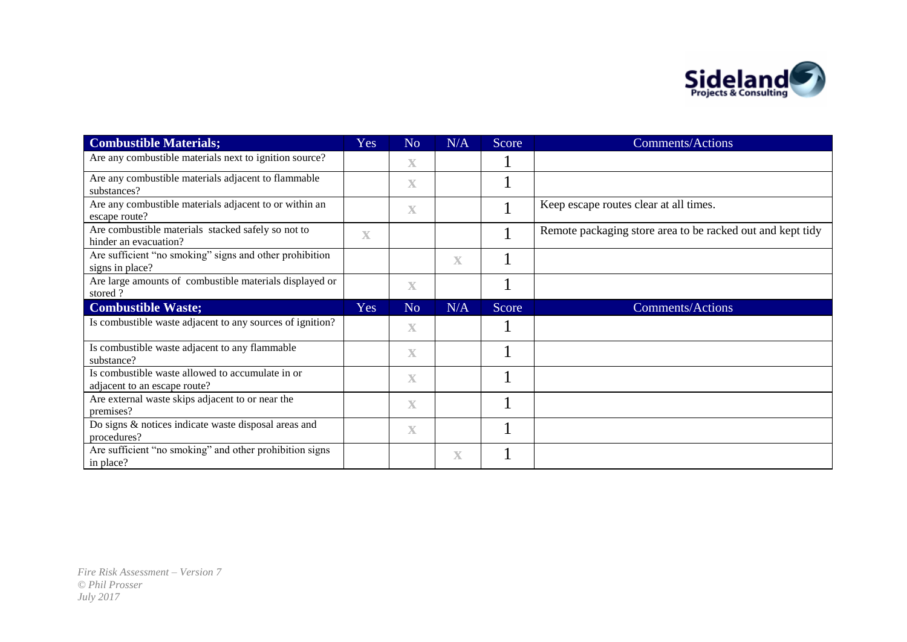| Combustible Materials; | Yes | No | N/A | Score | Comments/Actions |
|---|---|---|---|---|---|
| Are any combustible materials next to ignition source? | | X | | 1 | |
| Are any combustible materials adjacent to flammable substances? | | X | | 1 | |
| Are any combustible materials adjacent to or within an escape route? | | X | | 1 | Keep escape routes clear at all times. |
| Are combustible materials stacked safely so not to hinder an evacuation? | X | | | 1 | Remote packaging store area to be racked out and kept tidy |
| Are sufficient "no smoking" signs and other prohibition signs in place? | | | X | 1 | |
| Are large amounts of combustible materials displayed or stored ? | | X | | 1 | |
| **Combustible Waste;** | **Yes** | **No** | **N/A** | **Score** | **Comments/Actions** |
| Is combustible waste adjacent to any sources of ignition? | | X | | 1 | |
| Is combustible waste adjacent to any flammable substance? | | X | | 1 | |
| Is combustible waste allowed to accumulate in or adjacent to an escape route? | | X | | 1 | |
| Are external waste skips adjacent to or near the premises? | | X | | 1 | |
| Do signs & notices indicate waste disposal areas and procedures? | | X | | 1 | |
| Are sufficient "no smoking" and other prohibition signs in place? | | | X | 1 | |

*Fire Risk Assessment – Version 7*
*© Phil Prosser*
*July 2017*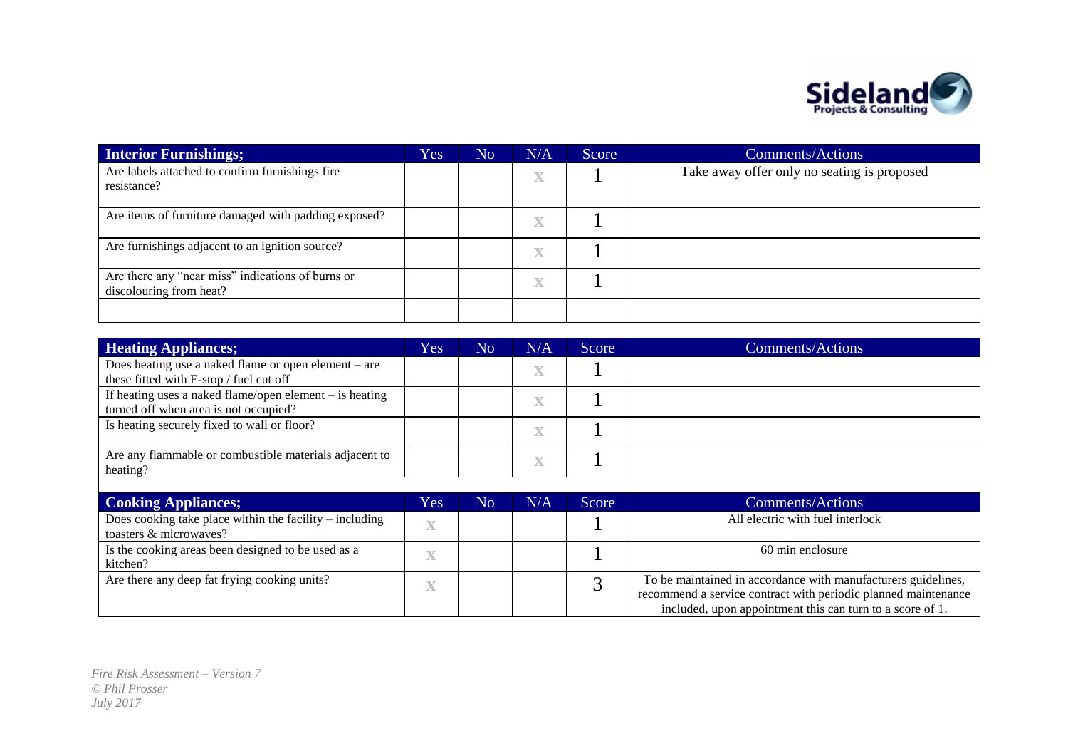| Interior Furnishings; | Yes | No | N/A | Score | Comments/Actions |
|---|---|---|---|---|---|
| Are labels attached to confirm furnishings fire resistance? | | | X | 1 | Take away offer only no seating is proposed |
| Are items of furniture damaged with padding exposed? | | | X | 1 | |
| Are furnishings adjacent to an ignition source? | | | X | 1 | |
| Are there any "near miss" indications of burns or discolouring from heat? | | | X | 1 | |
| | | | | | |

| Heating Appliances; | Yes | No | N/A | Score | Comments/Actions |
|---|---|---|---|---|---|
| Does heating use a naked flame or open element – are these fitted with E-stop / fuel cut off | | | X | 1 | |
| If heating uses a naked flame/open element – is heating turned off when area is not occupied? | | | X | 1 | |
| Is heating securely fixed to wall or floor? | | | X | 1 | |
| Are any flammable or combustible materials adjacent to heating? | | | X | 1 | |

| Cooking Appliances; | Yes | No | N/A | Score | Comments/Actions |
|---|---|---|---|---|---|
| Does cooking take place within the facility – including toasters & microwaves? | X | | | 1 | All electric with fuel interlock |
| Is the cooking areas been designed to be used as a kitchen? | X | | | 1 | 60 min enclosure |
| Are there any deep fat frying cooking units? | X | | | 3 | To be maintained in accordance with manufacturers guidelines, recommend a service contract with periodic planned maintenance included, upon appointment this can turn to a score of 1. |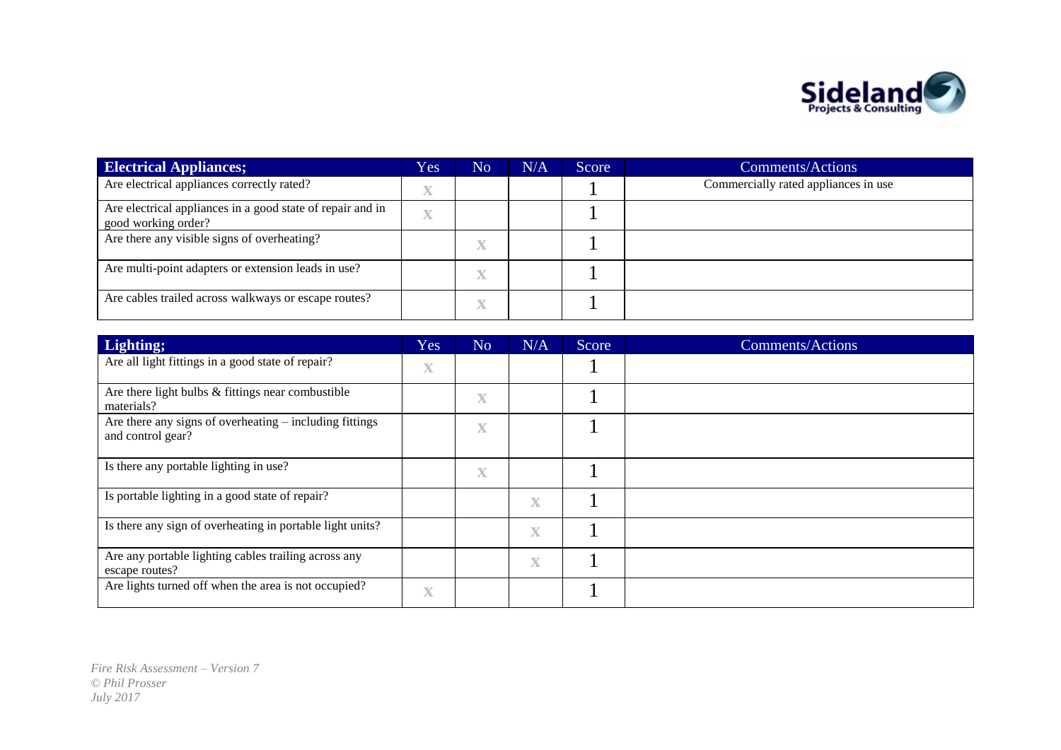| Electrical Appliances; | Yes | No | N/A | Score | Comments/Actions |
|---|---|---|---|---|---|
| Are electrical appliances correctly rated? | X | | | 1 | Commercially rated appliances in use |
| Are electrical appliances in a good state of repair and in good working order? | X | | | 1 | |
| Are there any visible signs of overheating? | | X | | 1 | |
| Are multi-point adapters or extension leads in use? | | X | | 1 | |
| Are cables trailed across walkways or escape routes? | | X | | 1 | |

| Lighting; | Yes | No | N/A | Score | Comments/Actions |
|---|---|---|---|---|---|
| Are all light fittings in a good state of repair? | X | | | 1 | |
| Are there light bulbs & fittings near combustible materials? | | X | | 1 | |
| Are there any signs of overheating – including fittings and control gear? | | X | | 1 | |
| Is there any portable lighting in use? | | X | | 1 | |
| Is portable lighting in a good state of repair? | | | X | 1 | |
| Is there any sign of overheating in portable light units? | | | X | 1 | |
| Are any portable lighting cables trailing across any escape routes? | | | X | 1 | |
| Are lights turned off when the area is not occupied? | X | | | 1 | |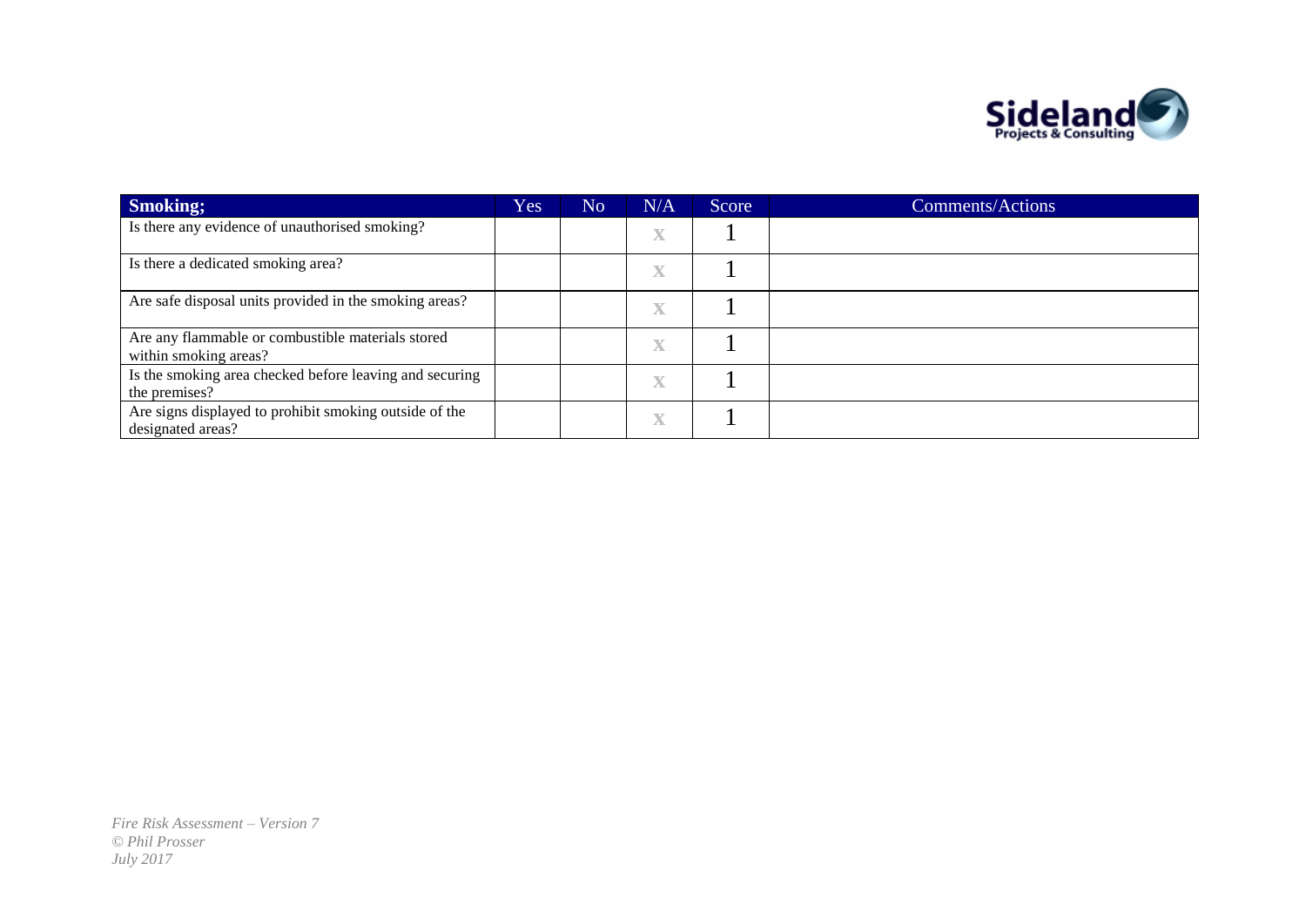| **Smoking;** | Yes | No | N/A | Score | Comments/Actions |
|---|---|---|---|---|---|
| Is there any evidence of unauthorised smoking? | | | X | 1 | |
| Is there a dedicated smoking area? | | | X | 1 | |
| Are safe disposal units provided in the smoking areas? | | | X | 1 | |
| Are any flammable or combustible materials stored within smoking areas? | | | X | 1 | |
| Is the smoking area checked before leaving and securing the premises? | | | X | 1 | |
| Are signs displayed to prohibit smoking outside of the designated areas? | | | X | 1 | |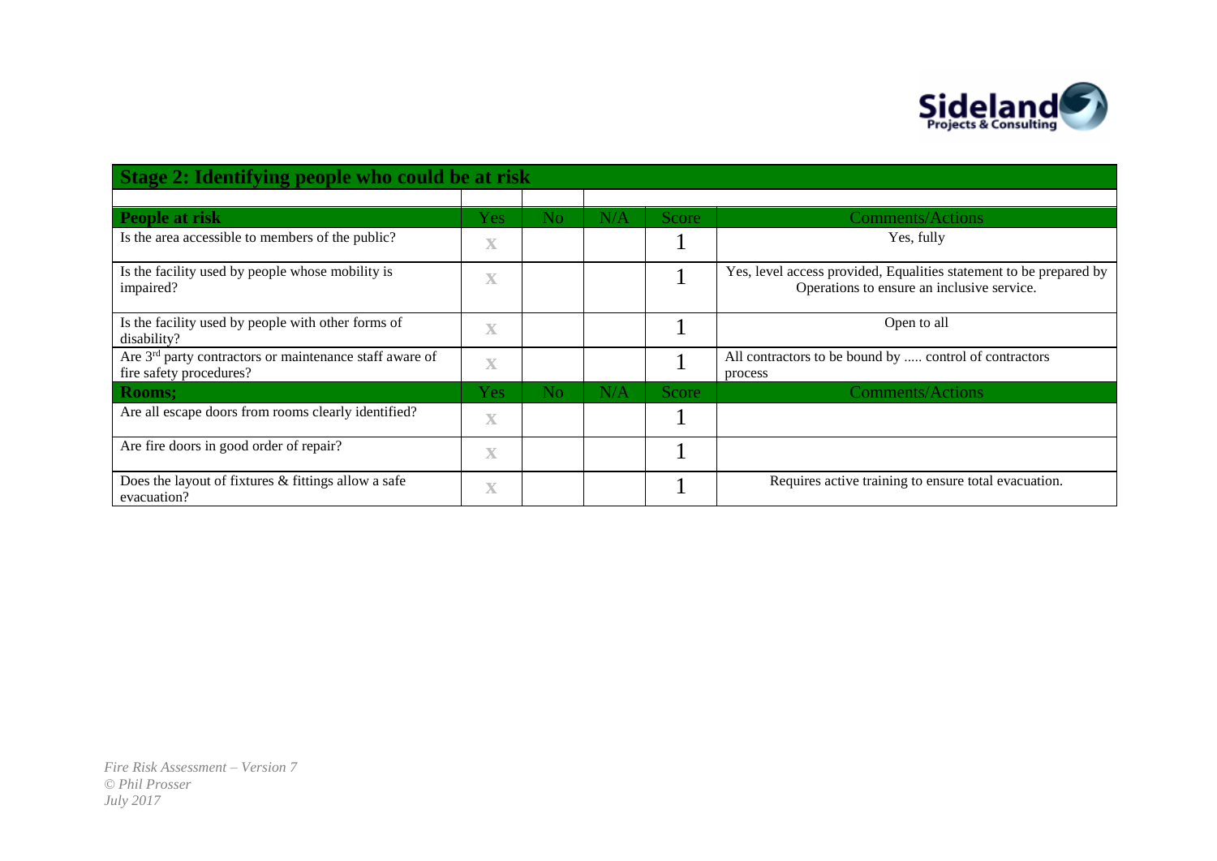| Stage 2: Identifying people who could be at risk | | | | | |
|---|---|---|---|---|---|
| | | | | | |
| **People at risk** | Yes | No | N/A | Score | Comments/Actions |
| Is the area accessible to members of the public? | X | | | 1 | Yes, fully |
| Is the facility used by people whose mobility is impaired? | X | | | 1 | Yes, level access provided, Equalities statement to be prepared by Operations to ensure an inclusive service. |
| Is the facility used by people with other forms of disability? | X | | | 1 | Open to all |
| Are 3rd party contractors or maintenance staff aware of fire safety procedures? | X | | | 1 | All contractors to be bound by ..... control of contractors process |
| **Rooms;** | Yes | No | N/A | Score | Comments/Actions |
| Are all escape doors from rooms clearly identified? | X | | | 1 | |
| Are fire doors in good order of repair? | X | | | 1 | |
| Does the layout of fixtures & fittings allow a safe evacuation? | X | | | 1 | Requires active training to ensure total evacuation. |

*Fire Risk Assessment – Version 7*
*© Phil Prosser*
*July 2017*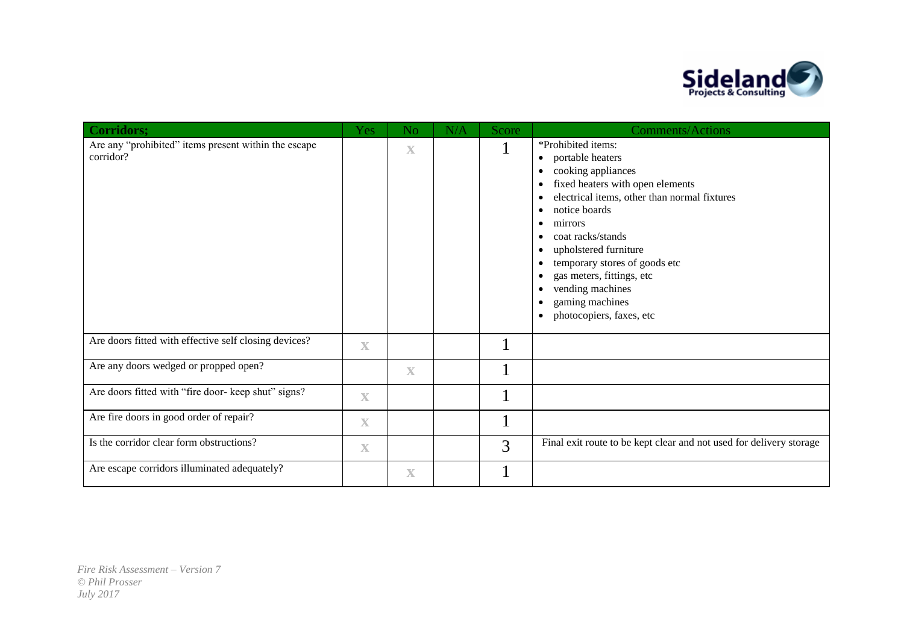| Corridors; | Yes | No | N/A | Score | Comments/Actions |
|---|---|---|---|---|---|
| Are any "prohibited" items present within the escape corridor? | | X | | 1 | *Prohibited items:<br>• portable heaters<br>• cooking appliances<br>• fixed heaters with open elements<br>• electrical items, other than normal fixtures<br>• notice boards<br>• mirrors<br>• coat racks/stands<br>• upholstered furniture<br>• temporary stores of goods etc<br>• gas meters, fittings, etc<br>• vending machines<br>• gaming machines<br>• photocopiers, faxes, etc |
| Are doors fitted with effective self closing devices? | X | | | 1 | |
| Are any doors wedged or propped open? | | X | | 1 | |
| Are doors fitted with "fire door- keep shut" signs? | X | | | 1 | |
| Are fire doors in good order of repair? | X | | | 1 | |
| Is the corridor clear form obstructions? | X | | | 3 | Final exit route to be kept clear and not used for delivery storage |
| Are escape corridors illuminated adequately? | | X | | 1 | |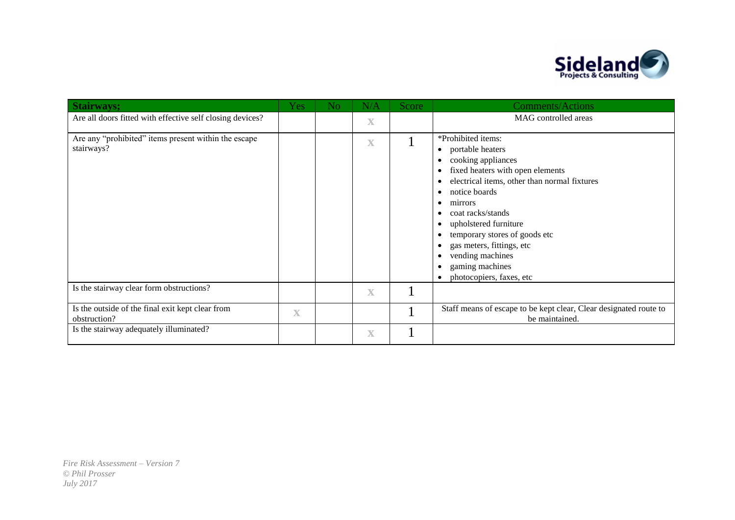| Stairways; | Yes | No | N/A | Score | Comments/Actions |
|---|---|---|---|---|---|
| Are all doors fitted with effective self closing devices? | | | X | | MAG controlled areas |
| Are any "prohibited" items present within the escape stairways? | | | X | 1 | *Prohibited items:<br>• portable heaters<br>• cooking appliances<br>• fixed heaters with open elements<br>• electrical items, other than normal fixtures<br>• notice boards<br>• mirrors<br>• coat racks/stands<br>• upholstered furniture<br>• temporary stores of goods etc<br>• gas meters, fittings, etc<br>• vending machines<br>• gaming machines<br>• photocopiers, faxes, etc |
| Is the stairway clear form obstructions? | | | X | 1 | |
| Is the outside of the final exit kept clear from obstruction? | X | | | 1 | Staff means of escape to be kept clear, Clear designated route to be maintained. |
| Is the stairway adequately illuminated? | | | X | 1 | |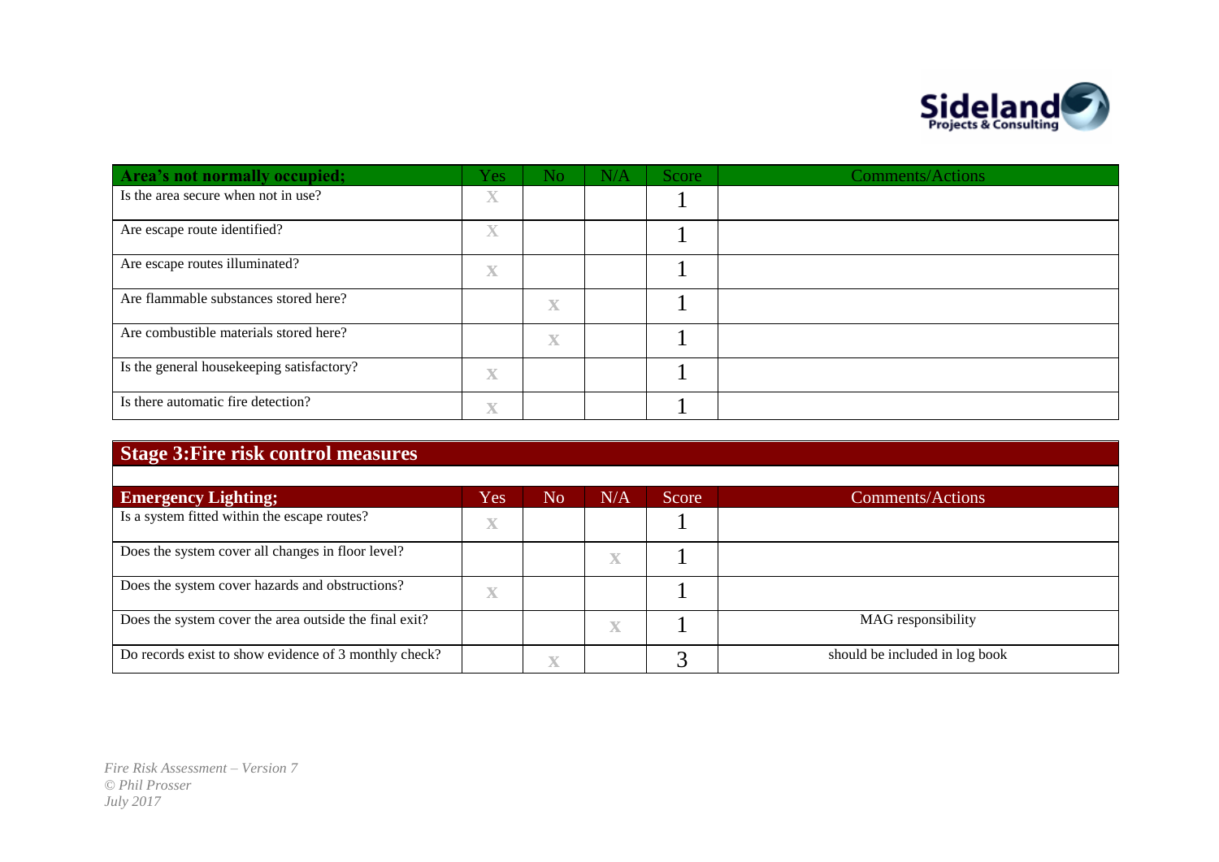| Area's not normally occupied; | Yes | No | N/A | Score | Comments/Actions |
|---|---|---|---|---|---|
| Is the area secure when not in use? | X | | | 1 | |
| Are escape route identified? | X | | | 1 | |
| Are escape routes illuminated? | X | | | 1 | |
| Are flammable substances stored here? | | X | | 1 | |
| Are combustible materials stored here? | | X | | 1 | |
| Is the general housekeeping satisfactory? | X | | | 1 | |
| Is there automatic fire detection? | X | | | 1 | |

## Stage 3:Fire risk control measures

| Emergency Lighting; | Yes | No | N/A | Score | Comments/Actions |
|---|---|---|---|---|---|
| Is a system fitted within the escape routes? | X | | | 1 | |
| Does the system cover all changes in floor level? | | | X | 1 | |
| Does the system cover hazards and obstructions? | X | | | 1 | |
| Does the system cover the area outside the final exit? | | | X | 1 | MAG responsibility |
| Do records exist to show evidence of 3 monthly check? | | X | | 3 | should be included in log book |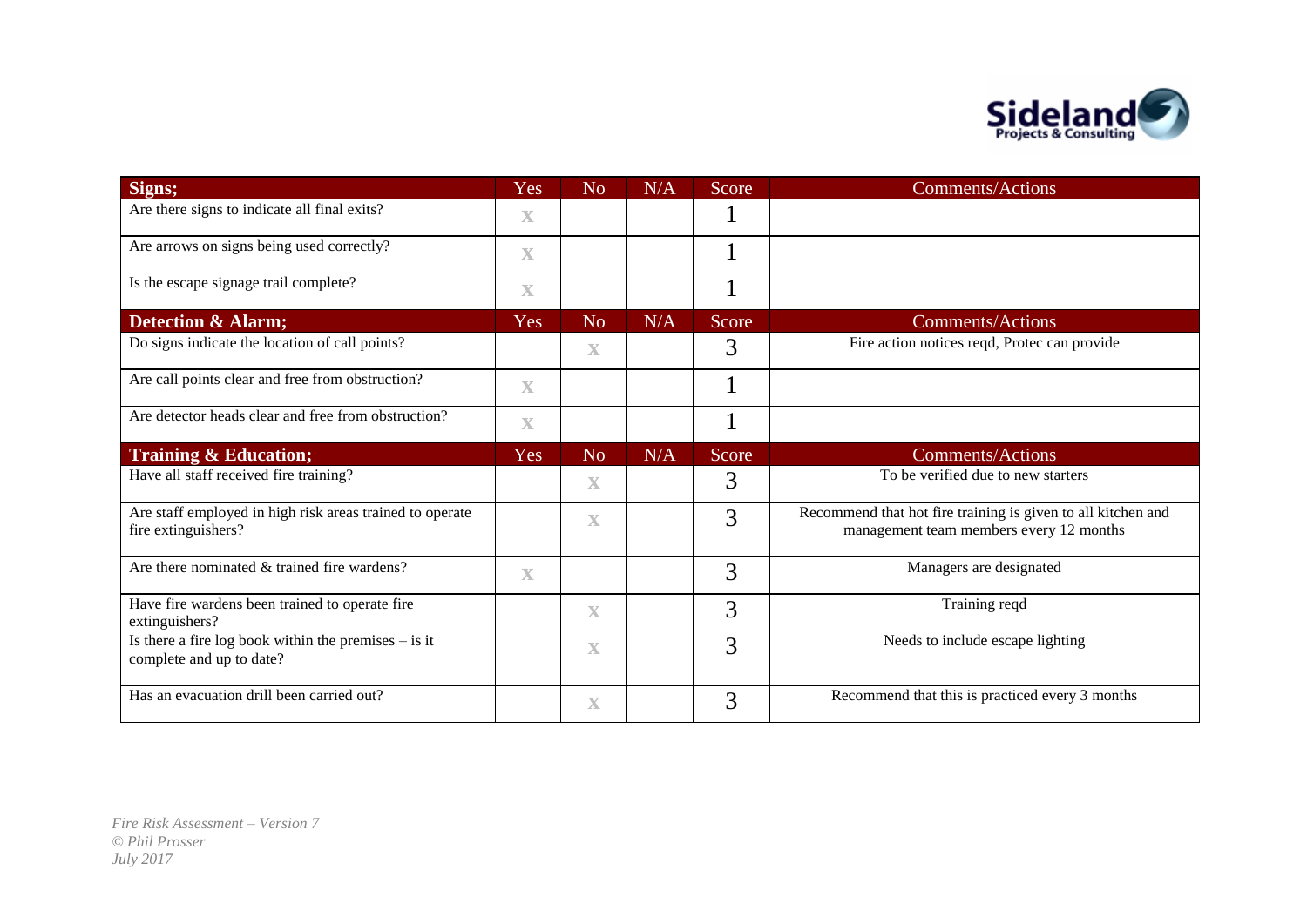| Signs; | Yes | No | N/A | Score | Comments/Actions |
|---|---|---|---|---|---|
| Are there signs to indicate all final exits? | X | | | 1 | |
| Are arrows on signs being used correctly? | X | | | 1 | |
| Is the escape signage trail complete? | X | | | 1 | |
| **Detection & Alarm;** | **Yes** | **No** | **N/A** | **Score** | **Comments/Actions** |
| Do signs indicate the location of call points? | | X | | 3 | Fire action notices reqd, Protec can provide |
| Are call points clear and free from obstruction? | X | | | 1 | |
| Are detector heads clear and free from obstruction? | X | | | 1 | |
| **Training & Education;** | **Yes** | **No** | **N/A** | **Score** | **Comments/Actions** |
| Have all staff received fire training? | | X | | 3 | To be verified due to new starters |
| Are staff employed in high risk areas trained to operate fire extinguishers? | | X | | 3 | Recommend that hot fire training is given to all kitchen and management team members every 12 months |
| Are there nominated & trained fire wardens? | X | | | 3 | Managers are designated |
| Have fire wardens been trained to operate fire extinguishers? | | X | | 3 | Training reqd |
| Is there a fire log book within the premises – is it complete and up to date? | | X | | 3 | Needs to include escape lighting |
| Has an evacuation drill been carried out? | | X | | 3 | Recommend that this is practiced every 3 months |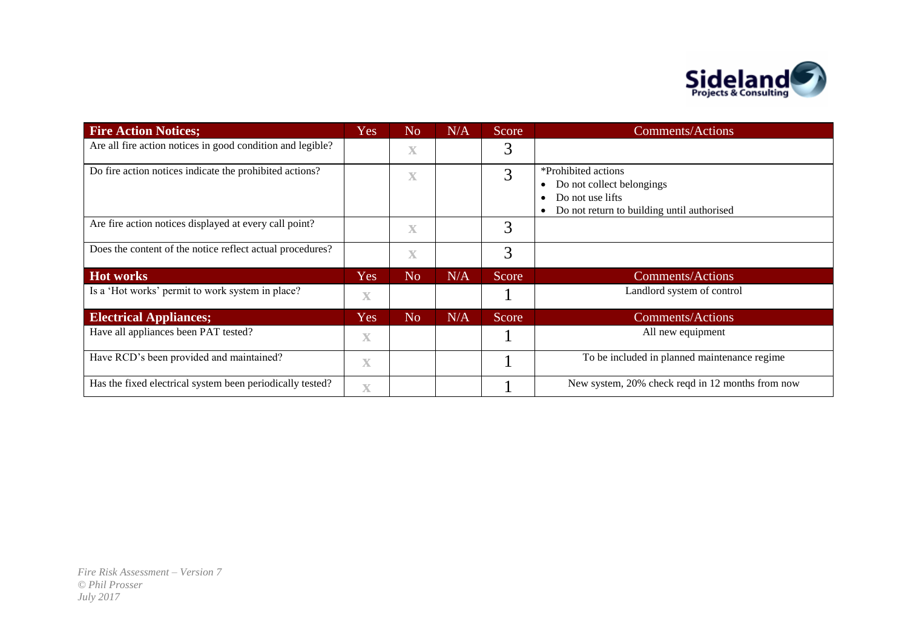| **Fire Action Notices;** | Yes | No | N/A | Score | Comments/Actions |
|---|---|---|---|---|---|
| Are all fire action notices in good condition and legible? | | X | | 3 | |
| Do fire action notices indicate the prohibited actions? | | X | | 3 | *Prohibited actions<br>• Do not collect belongings<br>• Do not use lifts<br>• Do not return to building until authorised |
| Are fire action notices displayed at every call point? | | X | | 3 | |
| Does the content of the notice reflect actual procedures? | | X | | 3 | |
| **Hot works** | **Yes** | **No** | **N/A** | **Score** | **Comments/Actions** |
| Is a 'Hot works' permit to work system in place? | X | | | 1 | Landlord system of control |
| **Electrical Appliances;** | **Yes** | **No** | **N/A** | **Score** | **Comments/Actions** |
| Have all appliances been PAT tested? | X | | | 1 | All new equipment |
| Have RCD's been provided and maintained? | X | | | 1 | To be included in planned maintenance regime |
| Has the fixed electrical system been periodically tested? | X | | | 1 | New system, 20% check reqd in 12 months from now |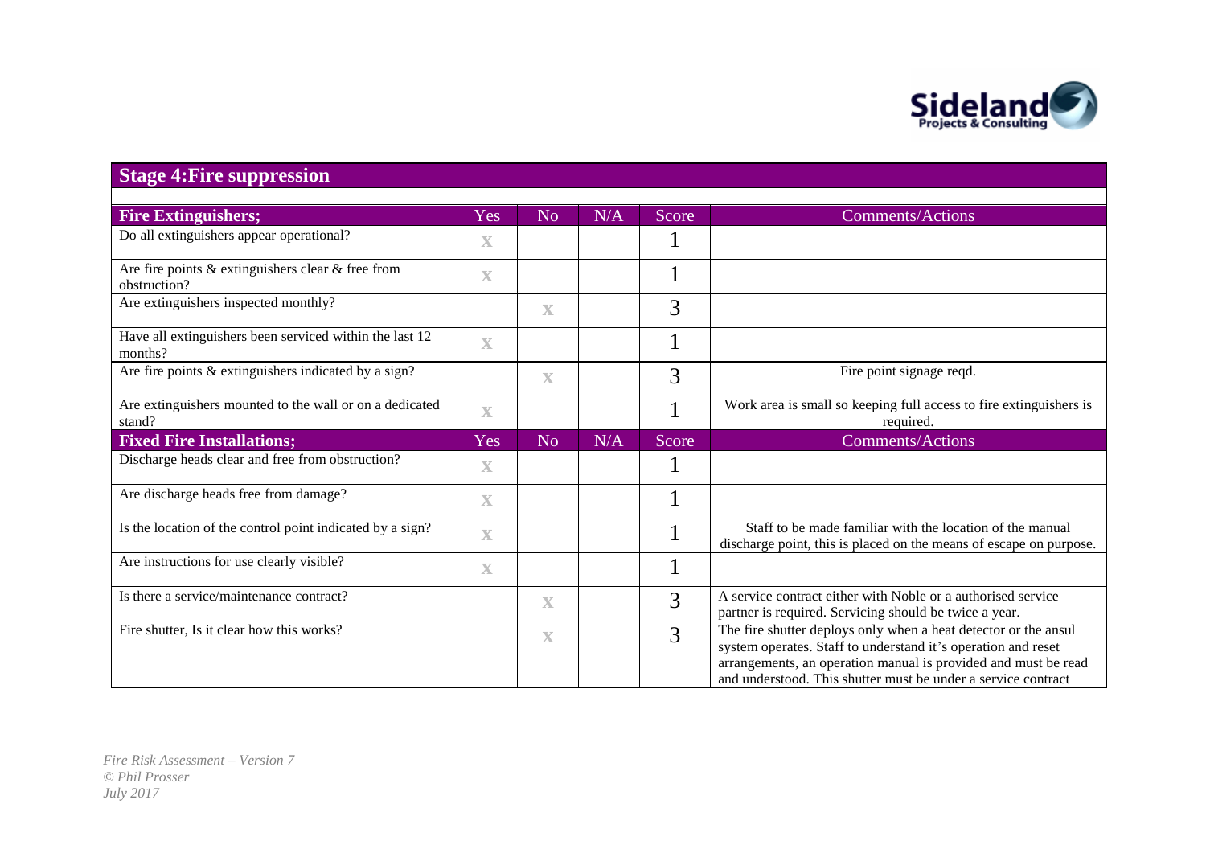## Stage 4:Fire suppression

| Fire Extinguishers; | Yes | No | N/A | Score | Comments/Actions |
|---|---|---|---|---|---|
| Do all extinguishers appear operational? | X | | | 1 | |
| Are fire points & extinguishers clear & free from obstruction? | X | | | 1 | |
| Are extinguishers inspected monthly? | | X | | 3 | |
| Have all extinguishers been serviced within the last 12 months? | X | | | 1 | |
| Are fire points & extinguishers indicated by a sign? | | X | | 3 | Fire point signage reqd. |
| Are extinguishers mounted to the wall or on a dedicated stand? | X | | | 1 | Work area is small so keeping full access to fire extinguishers is required. |
| **Fixed Fire Installations;** | **Yes** | **No** | **N/A** | **Score** | **Comments/Actions** |
| Discharge heads clear and free from obstruction? | X | | | 1 | |
| Are discharge heads free from damage? | X | | | 1 | |
| Is the location of the control point indicated by a sign? | X | | | 1 | Staff to be made familiar with the location of the manual discharge point, this is placed on the means of escape on purpose. |
| Are instructions for use clearly visible? | X | | | 1 | |
| Is there a service/maintenance contract? | | X | | 3 | A service contract either with Noble or a authorised service partner is required. Servicing should be twice a year. |
| Fire shutter, Is it clear how this works? | | X | | 3 | The fire shutter deploys only when a heat detector or the ansul system operates. Staff to understand it's operation and reset arrangements, an operation manual is provided and must be read and understood. This shutter must be under a service contract |

*Fire Risk Assessment – Version 7*
*© Phil Prosser*
*July 2017*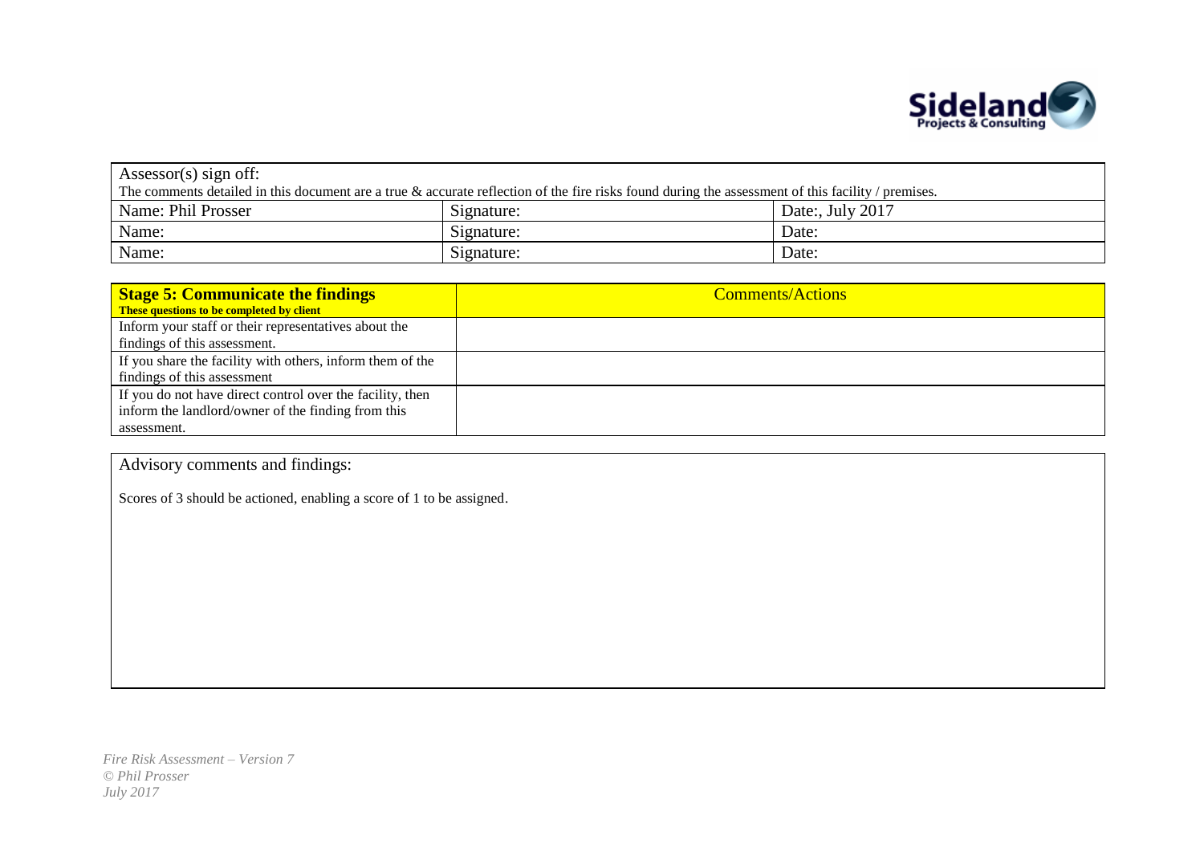| Assessor(s) sign off: | | |
|---|---|---|
| The comments detailed in this document are a true & accurate reflection of the fire risks found during the assessment of this facility / premises. | | |
| Name: Phil Prosser | Signature: | Date:, July 2017 |
| Name: | Signature: | Date: |
| Name: | Signature: | Date: |

| **Stage 5: Communicate the findings**<br>**These questions to be completed by client** | Comments/Actions |
|---|---|
| Inform your staff or their representatives about the findings of this assessment. | |
| If you share the facility with others, inform them of the findings of this assessment | |
| If you do not have direct control over the facility, then inform the landlord/owner of the finding from this assessment. | |

Advisory comments and findings:

Scores of 3 should be actioned, enabling a score of 1 to be assigned.

*Fire Risk Assessment – Version 7*
*© Phil Prosser*
*July 2017*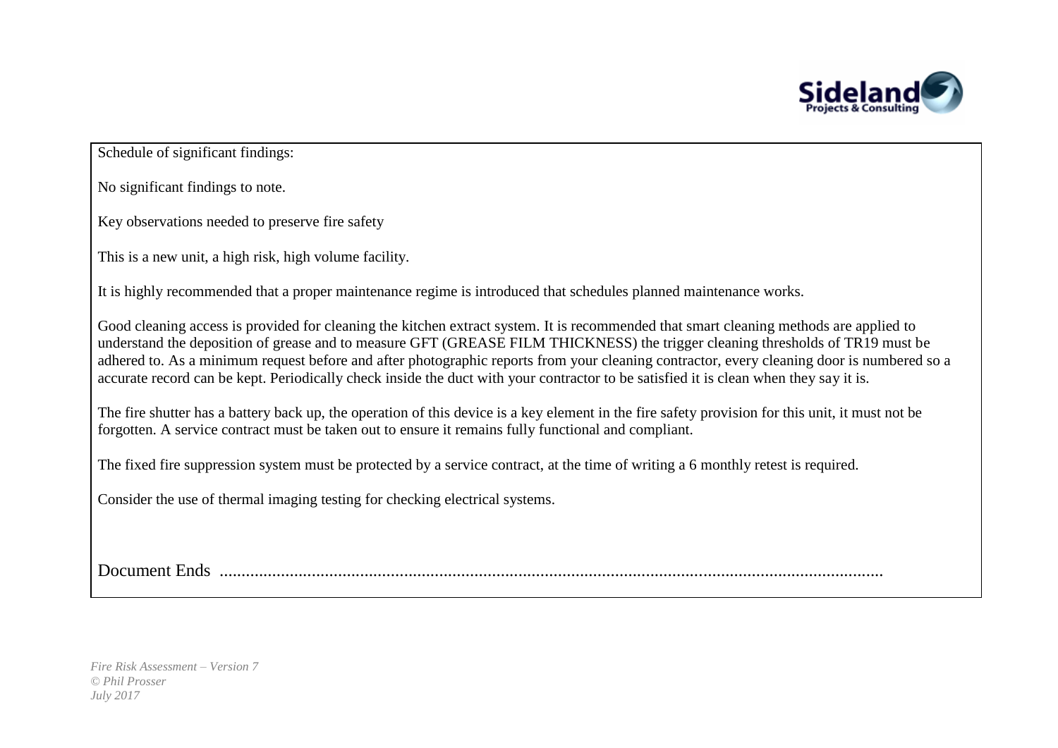Schedule of significant findings:

No significant findings to note.

Key observations needed to preserve fire safety

This is a new unit, a high risk, high volume facility.

It is highly recommended that a proper maintenance regime is introduced that schedules planned maintenance works.

Good cleaning access is provided for cleaning the kitchen extract system. It is recommended that smart cleaning methods are applied to understand the deposition of grease and to measure GFT (GREASE FILM THICKNESS) the trigger cleaning thresholds of TR19 must be adhered to. As a minimum request before and after photographic reports from your cleaning contractor, every cleaning door is numbered so a accurate record can be kept. Periodically check inside the duct with your contractor to be satisfied it is clean when they say it is.

The fire shutter has a battery back up, the operation of this device is a key element in the fire safety provision for this unit, it must not be forgotten. A service contract must be taken out to ensure it remains fully functional and compliant.

The fixed fire suppression system must be protected by a service contract, at the time of writing a 6 monthly retest is required.

Consider the use of thermal imaging testing for checking electrical systems.

Document Ends ..........................................................................................................................................